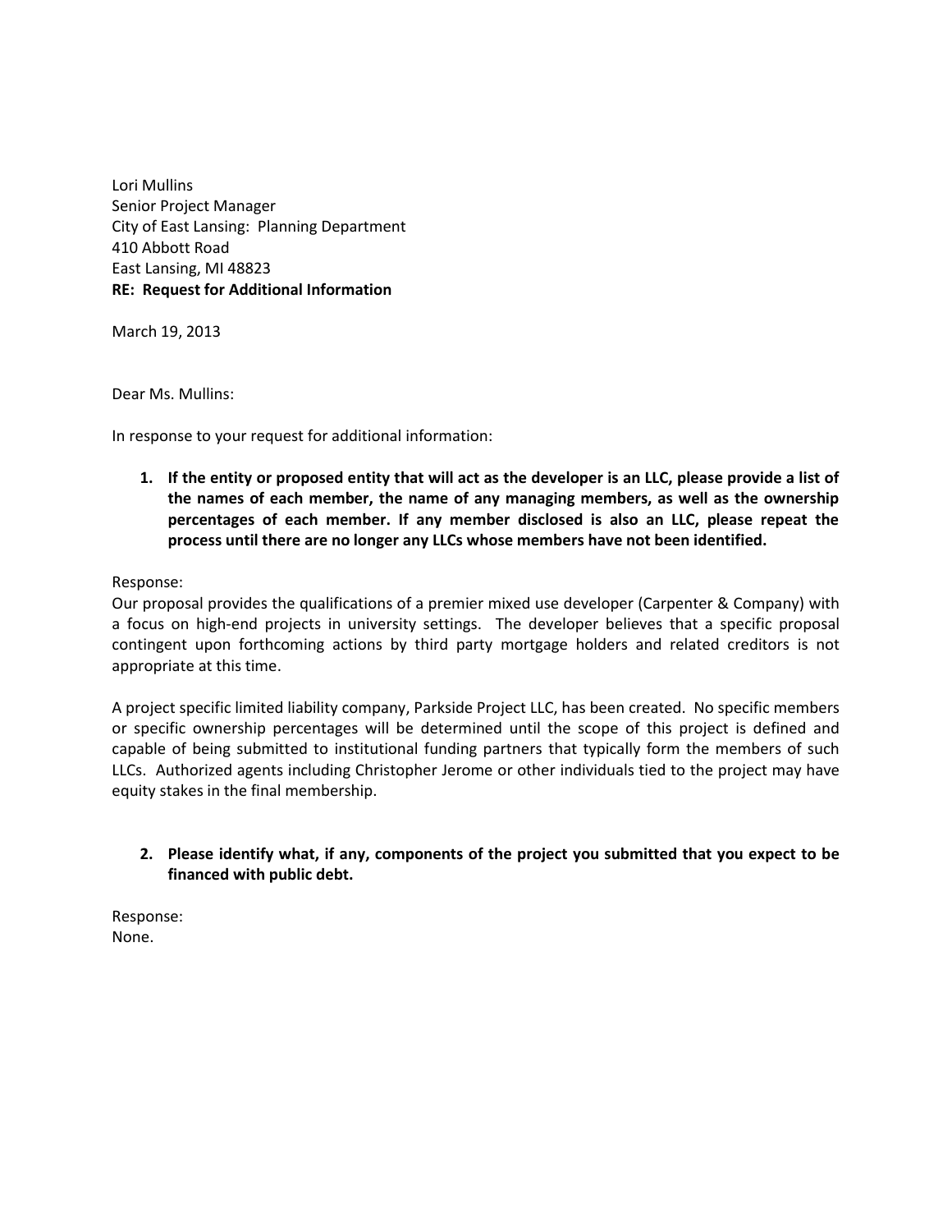Lori Mullins
Senior Project Manager
City of East Lansing: Planning Department
410 Abbott Road
East Lansing, MI 48823
**RE: Request for Additional Information**

March 19, 2013

Dear Ms. Mullins:

In response to your request for additional information:

1. **If the entity or proposed entity that will act as the developer is an LLC, please provide a list of the names of each member, the name of any managing members, as well as the ownership percentages of each member. If any member disclosed is also an LLC, please repeat the process until there are no longer any LLCs whose members have not been identified.**

Response:
Our proposal provides the qualifications of a premier mixed use developer (Carpenter & Company) with a focus on high-end projects in university settings. The developer believes that a specific proposal contingent upon forthcoming actions by third party mortgage holders and related creditors is not appropriate at this time.

A project specific limited liability company, Parkside Project LLC, has been created. No specific members or specific ownership percentages will be determined until the scope of this project is defined and capable of being submitted to institutional funding partners that typically form the members of such LLCs. Authorized agents including Christopher Jerome or other individuals tied to the project may have equity stakes in the final membership.

2. **Please identify what, if any, components of the project you submitted that you expect to be financed with public debt.**

Response:
None.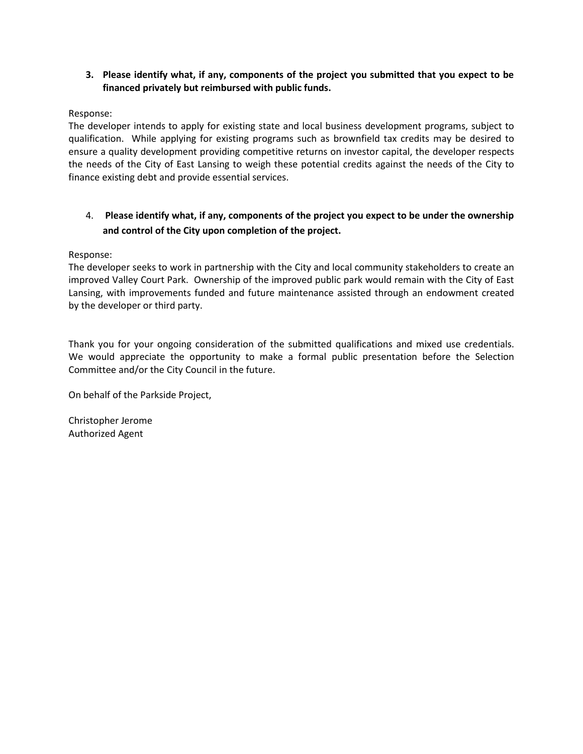3. **Please identify what, if any, components of the project you submitted that you expect to be financed privately but reimbursed with public funds.**

Response:
The developer intends to apply for existing state and local business development programs, subject to qualification. While applying for existing programs such as brownfield tax credits may be desired to ensure a quality development providing competitive returns on investor capital, the developer respects the needs of the City of East Lansing to weigh these potential credits against the needs of the City to finance existing debt and provide essential services.

4. **Please identify what, if any, components of the project you expect to be under the ownership and control of the City upon completion of the project.**

Response:
The developer seeks to work in partnership with the City and local community stakeholders to create an improved Valley Court Park. Ownership of the improved public park would remain with the City of East Lansing, with improvements funded and future maintenance assisted through an endowment created by the developer or third party.

Thank you for your ongoing consideration of the submitted qualifications and mixed use credentials. We would appreciate the opportunity to make a formal public presentation before the Selection Committee and/or the City Council in the future.

On behalf of the Parkside Project,

Christopher Jerome
Authorized Agent